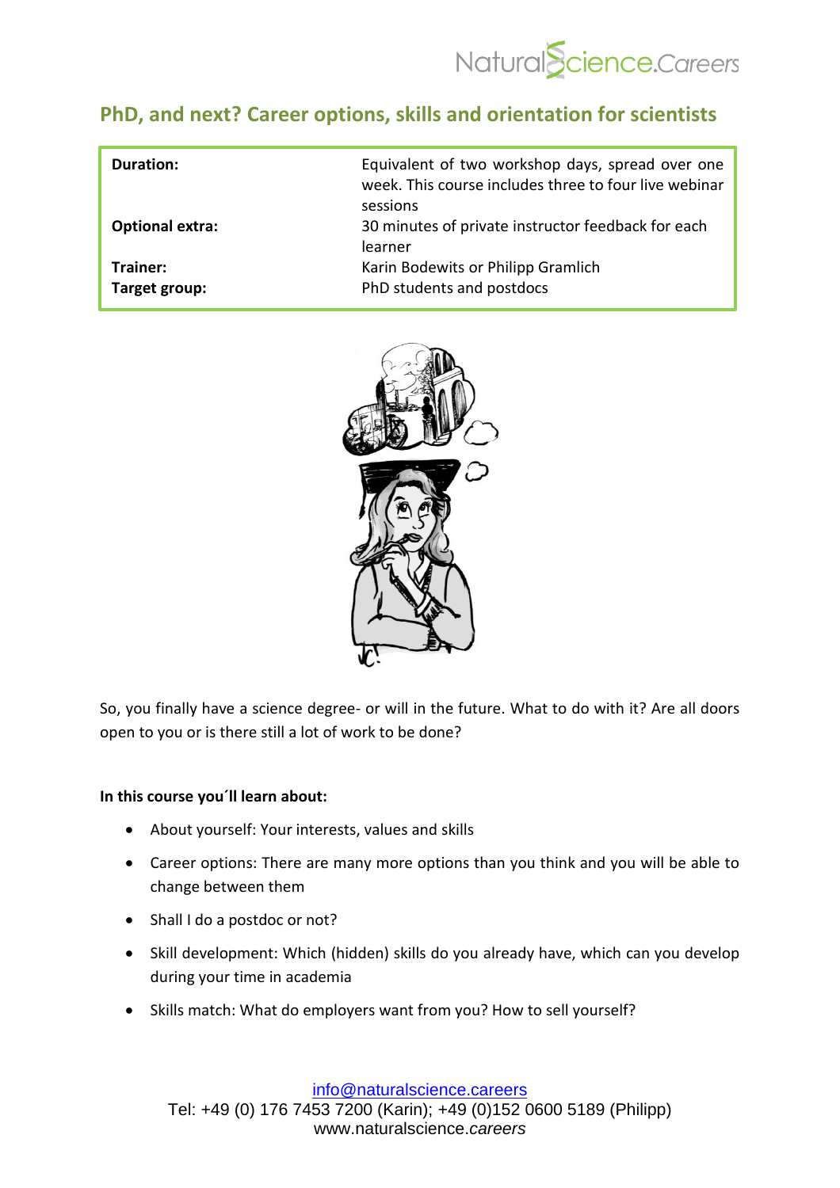NaturalScience.Careers

## PhD, and next? Career options, skills and orientation for scientists

| | |
|---|---|
| **Duration:** | Equivalent of two workshop days, spread over one week. This course includes three to four live webinar sessions |
| **Optional extra:** | 30 minutes of private instructor feedback for each learner |
| **Trainer:** | Karin Bodewits or Philipp Gramlich |
| **Target group:** | PhD students and postdocs |

So, you finally have a science degree- or will in the future. What to do with it? Are all doors open to you or is there still a lot of work to be done?

**In this course you´ll learn about:**

- About yourself: Your interests, values and skills
- Career options: There are many more options than you think and you will be able to change between them
- Shall I do a postdoc or not?
- Skill development: Which (hidden) skills do you already have, which can you develop during your time in academia
- Skills match: What do employers want from you? How to sell yourself?

info@naturalscience.careers
Tel: +49 (0) 176 7453 7200 (Karin); +49 (0)152 0600 5189 (Philipp)
www.naturalscience.*careers*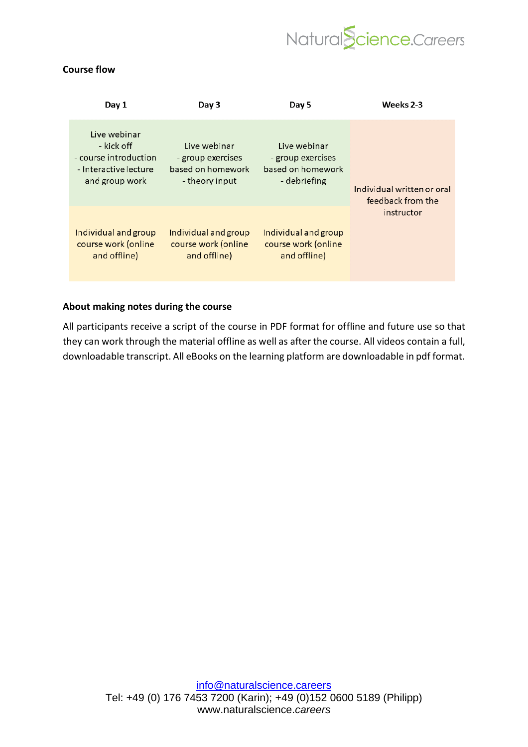**Course flow**

| Day 1 | Day 3 | Day 5 | Weeks 2-3 |
|---|---|---|---|
| Live webinar<br>- kick off<br>- course introduction<br>- Interactive lecture and group work | Live webinar<br>- group exercises based on homework<br>- theory input | Live webinar<br>- group exercises based on homework<br>- debriefing | Individual written or oral feedback from the instructor |
| Individual and group course work (online and offline) | Individual and group course work (online and offline) | Individual and group course work (online and offline) | |

**About making notes during the course**

All participants receive a script of the course in PDF format for offline and future use so that they can work through the material offline as well as after the course. All videos contain a full, downloadable transcript. All eBooks on the learning platform are downloadable in pdf format.

info@naturalscience.careers
Tel: +49 (0) 176 7453 7200 (Karin); +49 (0)152 0600 5189 (Philipp)
www.naturalscience.*careers*